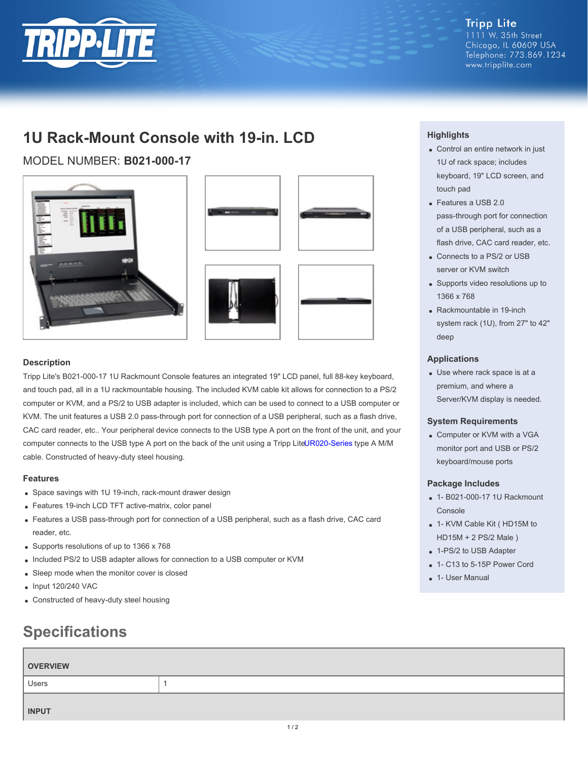Tripp Lite
1111 W. 35th Street
Chicago, IL 60609 USA
Telephone: 773.869.1234
www.tripplite.com

# 1U Rack-Mount Console with 19-in. LCD

## MODEL NUMBER: **B021-000-17**

### Highlights

- Control an entire network in just 1U of rack space; includes keyboard, 19" LCD screen, and touch pad
- Features a USB 2.0 pass-through port for connection of a USB peripheral, such as a flash drive, CAC card reader, etc.
- Connects to a PS/2 or USB server or KVM switch
- Supports video resolutions up to 1366 x 768
- Rackmountable in 19-inch system rack (1U), from 27" to 42" deep

### Applications

- Use where rack space is at a premium, and where a Server/KVM display is needed.

### System Requirements

- Computer or KVM with a VGA monitor port and USB or PS/2 keyboard/mouse ports

### Package Includes

- 1- B021-000-17 1U Rackmount Console
- 1- KVM Cable Kit ( HD15M to HD15M + 2 PS/2 Male )
- 1-PS/2 to USB Adapter
- 1- C13 to 5-15P Power Cord
- 1- User Manual

### Description

Tripp Lite's B021-000-17 1U Rackmount Console features an integrated 19" LCD panel, full 88-key keyboard, and touch pad, all in a 1U rackmountable housing. The included KVM cable kit allows for connection to a PS/2 computer or KVM, and a PS/2 to USB adapter is included, which can be used to connect to a USB computer or KVM. The unit features a USB 2.0 pass-through port for connection of a USB peripheral, such as a flash drive, CAC card reader, etc.. Your peripheral device connects to the USB type A port on the front of the unit, and your computer connects to the USB type A port on the back of the unit using a Tripp LiteUR020-Series type A M/M cable. Constructed of heavy-duty steel housing.

### Features

- Space savings with 1U 19-inch, rack-mount drawer design
- Features 19-inch LCD TFT active-matrix, color panel
- Features a USB pass-through port for connection of a USB peripheral, such as a flash drive, CAC card reader, etc.
- Supports resolutions of up to 1366 x 768
- Included PS/2 to USB adapter allows for connection to a USB computer or KVM
- Sleep mode when the monitor cover is closed
- Input 120/240 VAC
- Constructed of heavy-duty steel housing

## Specifications

| OVERVIEW | |
|---|---|
| Users | 1 |
| **INPUT** | |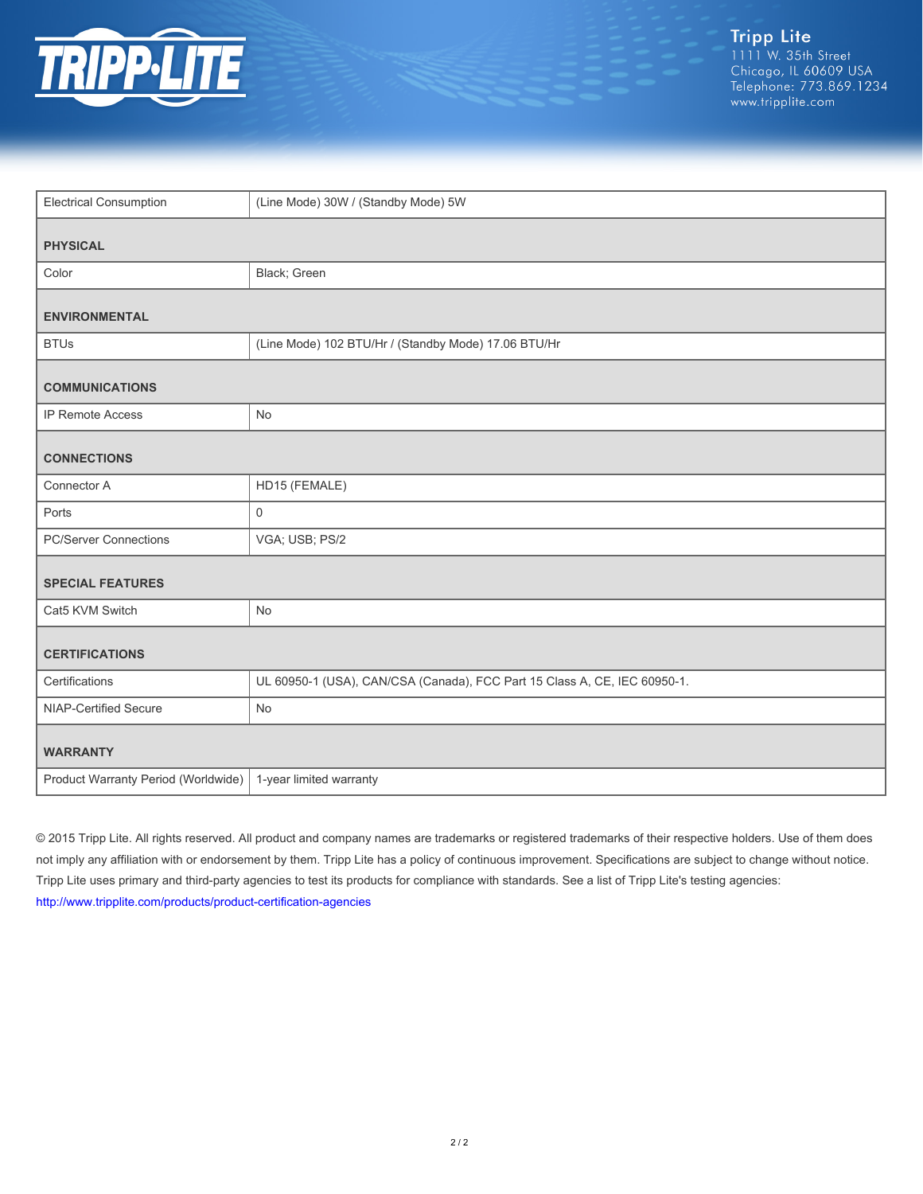| | |
|---|---|
| Electrical Consumption | (Line Mode) 30W / (Standby Mode) 5W |
| **PHYSICAL** | |
| Color | Black; Green |
| **ENVIRONMENTAL** | |
| BTUs | (Line Mode) 102 BTU/Hr / (Standby Mode) 17.06 BTU/Hr |
| **COMMUNICATIONS** | |
| IP Remote Access | No |
| **CONNECTIONS** | |
| Connector A | HD15 (FEMALE) |
| Ports | 0 |
| PC/Server Connections | VGA; USB; PS/2 |
| **SPECIAL FEATURES** | |
| Cat5 KVM Switch | No |
| **CERTIFICATIONS** | |
| Certifications | UL 60950-1 (USA), CAN/CSA (Canada), FCC Part 15 Class A, CE, IEC 60950-1. |
| NIAP-Certified Secure | No |
| **WARRANTY** | |
| Product Warranty Period (Worldwide) | 1-year limited warranty |

© 2015 Tripp Lite. All rights reserved. All product and company names are trademarks or registered trademarks of their respective holders. Use of them does not imply any affiliation with or endorsement by them. Tripp Lite has a policy of continuous improvement. Specifications are subject to change without notice. Tripp Lite uses primary and third-party agencies to test its products for compliance with standards. See a list of Tripp Lite's testing agencies: http://www.tripplite.com/products/product-certification-agencies